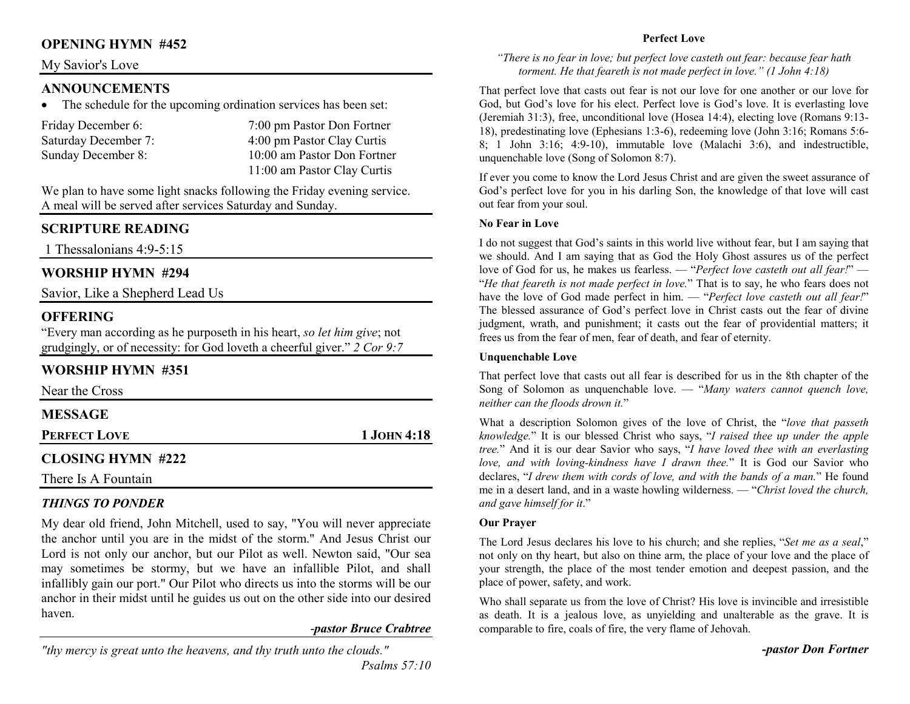## OPENING HYMN #452

My Savior's Love

## ANNOUNCEMENTS

- The schedule for the upcoming ordination services has been set:

| | |
|---|---|
| Friday December 6: | 7:00 pm Pastor Don Fortner |
| Saturday December 7: | 4:00 pm Pastor Clay Curtis |
| Sunday December 8: | 10:00 am Pastor Don Fortner |
| | 11:00 am Pastor Clay Curtis |

We plan to have some light snacks following the Friday evening service. A meal will be served after services Saturday and Sunday.

## SCRIPTURE READING

1 Thessalonians 4:9-5:15

## WORSHIP HYMN #294

Savior, Like a Shepherd Lead Us

## OFFERING

"Every man according as he purposeth in his heart, *so let him give*; not grudgingly, or of necessity: for God loveth a cheerful giver." *2 Cor 9:7*

## WORSHIP HYMN #351

Near the Cross

## MESSAGE

**PERFECT LOVE** **1 JOHN 4:18**

## CLOSING HYMN #222

There Is A Fountain

## *THINGS TO PONDER*

My dear old friend, John Mitchell, used to say, "You will never appreciate the anchor until you are in the midst of the storm." And Jesus Christ our Lord is not only our anchor, but our Pilot as well. Newton said, "Our sea may sometimes be stormy, but we have an infallible Pilot, and shall infallibly gain our port." Our Pilot who directs us into the storms will be our anchor in their midst until he guides us out on the other side into our desired haven.

*-pastor Bruce Crabtree*

*"thy mercy is great unto the heavens, and thy truth unto the clouds."* *Psalms 57:10*

### Perfect Love

*"There is no fear in love; but perfect love casteth out fear: because fear hath torment. He that feareth is not made perfect in love." (1 John 4:18)*

That perfect love that casts out fear is not our love for one another or our love for God, but God's love for his elect. Perfect love is God's love. It is everlasting love (Jeremiah 31:3), free, unconditional love (Hosea 14:4), electing love (Romans 9:13-18), predestinating love (Ephesians 1:3-6), redeeming love (John 3:16; Romans 5:6-8; 1 John 3:16; 4:9-10), immutable love (Malachi 3:6), and indestructible, unquenchable love (Song of Solomon 8:7).

If ever you come to know the Lord Jesus Christ and are given the sweet assurance of God's perfect love for you in his darling Son, the knowledge of that love will cast out fear from your soul.

**No Fear in Love**

I do not suggest that God's saints in this world live without fear, but I am saying that we should. And I am saying that as God the Holy Ghost assures us of the perfect love of God for us, he makes us fearless. — "*Perfect love casteth out all fear!*" — "*He that feareth is not made perfect in love.*" That is to say, he who fears does not have the love of God made perfect in him. — "*Perfect love casteth out all fear!*" The blessed assurance of God's perfect love in Christ casts out the fear of divine judgment, wrath, and punishment; it casts out the fear of providential matters; it frees us from the fear of men, fear of death, and fear of eternity.

**Unquenchable Love**

That perfect love that casts out all fear is described for us in the 8th chapter of the Song of Solomon as unquenchable love. — "*Many waters cannot quench love, neither can the floods drown it.*"

What a description Solomon gives of the love of Christ, the "*love that passeth knowledge.*" It is our blessed Christ who says, "*I raised thee up under the apple tree.*" And it is our dear Savior who says, "*I have loved thee with an everlasting love, and with loving-kindness have I drawn thee.*" It is God our Savior who declares, "*I drew them with cords of love, and with the bands of a man.*" He found me in a desert land, and in a waste howling wilderness. — "*Christ loved the church, and gave himself for it*."

**Our Prayer**

The Lord Jesus declares his love to his church; and she replies, "*Set me as a seal*," not only on thy heart, but also on thine arm, the place of your love and the place of your strength, the place of the most tender emotion and deepest passion, and the place of power, safety, and work.

Who shall separate us from the love of Christ? His love is invincible and irresistible as death. It is a jealous love, as unyielding and unalterable as the grave. It is comparable to fire, coals of fire, the very flame of Jehovah.

***-pastor Don Fortner***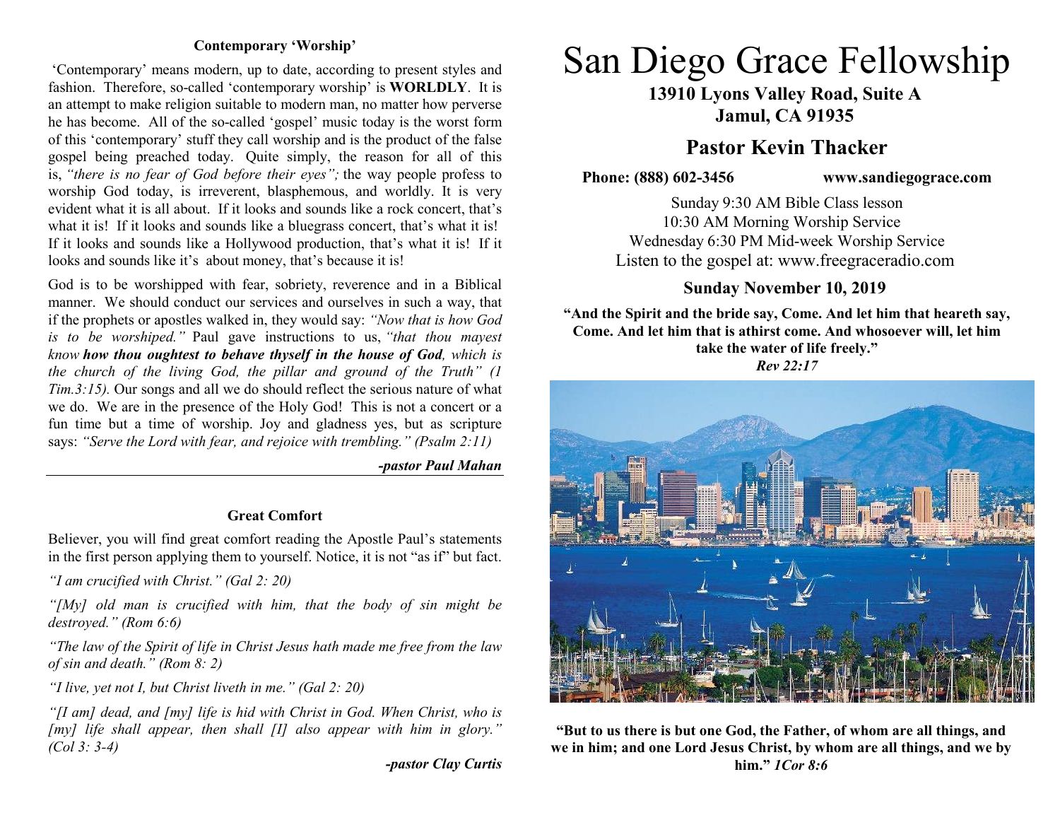### Contemporary 'Worship'

'Contemporary' means modern, up to date, according to present styles and fashion. Therefore, so-called 'contemporary worship' is **WORLDLY**. It is an attempt to make religion suitable to modern man, no matter how perverse he has become. All of the so-called 'gospel' music today is the worst form of this 'contemporary' stuff they call worship and is the product of the false gospel being preached today. Quite simply, the reason for all of this is, *"there is no fear of God before their eyes";* the way people profess to worship God today, is irreverent, blasphemous, and worldly. It is very evident what it is all about. If it looks and sounds like a rock concert, that's what it is! If it looks and sounds like a bluegrass concert, that's what it is! If it looks and sounds like a Hollywood production, that's what it is! If it looks and sounds like it's about money, that's because it is!

God is to be worshipped with fear, sobriety, reverence and in a Biblical manner. We should conduct our services and ourselves in such a way, that if the prophets or apostles walked in, they would say: *"Now that is how God is to be worshiped."* Paul gave instructions to us, *"that thou mayest know **how thou oughtest to behave thyself in the house of God**, which is the church of the living God, the pillar and ground of the Truth" (1 Tim.3:15).* Our songs and all we do should reflect the serious nature of what we do. We are in the presence of the Holy God! This is not a concert or a fun time but a time of worship. Joy and gladness yes, but as scripture says: *"Serve the Lord with fear, and rejoice with trembling." (Psalm 2:11)*

***-pastor Paul Mahan***

---

### Great Comfort

Believer, you will find great comfort reading the Apostle Paul's statements in the first person applying them to yourself. Notice, it is not "as if" but fact.

*"I am crucified with Christ." (Gal 2: 20)*

*"[My] old man is crucified with him, that the body of sin might be destroyed." (Rom 6:6)*

*"The law of the Spirit of life in Christ Jesus hath made me free from the law of sin and death." (Rom 8: 2)*

*"I live, yet not I, but Christ liveth in me." (Gal 2: 20)*

*"[I am] dead, and [my] life is hid with Christ in God. When Christ, who is [my] life shall appear, then shall [I] also appear with him in glory." (Col 3: 3-4)*

***-pastor Clay Curtis***

# San Diego Grace Fellowship

**13910 Lyons Valley Road, Suite A**
**Jamul, CA 91935**

## Pastor Kevin Thacker

**Phone: (888) 602-3456** **www.sandiegograce.com**

Sunday 9:30 AM Bible Class lesson
10:30 AM Morning Worship Service
Wednesday 6:30 PM Mid-week Worship Service
Listen to the gospel at: www.freegraceradio.com

### Sunday November 10, 2019

**"And the Spirit and the bride say, Come. And let him that heareth say, Come. And let him that is athirst come. And whosoever will, let him take the water of life freely."**
***Rev 22:17***

**"But to us there is but one God, the Father, of whom are all things, and we in him; and one Lord Jesus Christ, by whom are all things, and we by him."** ***1Cor 8:6***